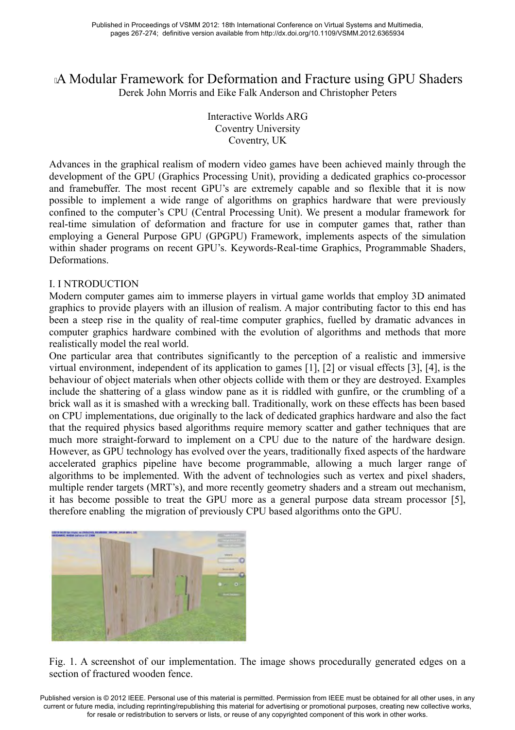Published in Proceedings of VSMM 2012: 18th International Conference on Virtual Systems and Multimedia, pages 267-274; definitive version available from http://dx.doi.org/10.1109/VSMM.2012.6365934

# A Modular Framework for Deformation and Fracture using GPU Shaders

Derek John Morris and Eike Falk Anderson and Christopher Peters

Interactive Worlds ARG
Coventry University
Coventry, UK

Advances in the graphical realism of modern video games have been achieved mainly through the development of the GPU (Graphics Processing Unit), providing a dedicated graphics co-processor and framebuffer. The most recent GPU's are extremely capable and so flexible that it is now possible to implement a wide range of algorithms on graphics hardware that were previously confined to the computer's CPU (Central Processing Unit). We present a modular framework for real-time simulation of deformation and fracture for use in computer games that, rather than employing a General Purpose GPU (GPGPU) Framework, implements aspects of the simulation within shader programs on recent GPU's. Keywords-Real-time Graphics, Programmable Shaders, Deformations.

## I. INTRODUCTION

Modern computer games aim to immerse players in virtual game worlds that employ 3D animated graphics to provide players with an illusion of realism. A major contributing factor to this end has been a steep rise in the quality of real-time computer graphics, fuelled by dramatic advances in computer graphics hardware combined with the evolution of algorithms and methods that more realistically model the real world.

One particular area that contributes significantly to the perception of a realistic and immersive virtual environment, independent of its application to games [1], [2] or visual effects [3], [4], is the behaviour of object materials when other objects collide with them or they are destroyed. Examples include the shattering of a glass window pane as it is riddled with gunfire, or the crumbling of a brick wall as it is smashed with a wrecking ball. Traditionally, work on these effects has been based on CPU implementations, due originally to the lack of dedicated graphics hardware and also the fact that the required physics based algorithms require memory scatter and gather techniques that are much more straight-forward to implement on a CPU due to the nature of the hardware design. However, as GPU technology has evolved over the years, traditionally fixed aspects of the hardware accelerated graphics pipeline have become programmable, allowing a much larger range of algorithms to be implemented. With the advent of technologies such as vertex and pixel shaders, multiple render targets (MRT's), and more recently geometry shaders and a stream out mechanism, it has become possible to treat the GPU more as a general purpose data stream processor [5], therefore enabling the migration of previously CPU based algorithms onto the GPU.

Fig. 1. A screenshot of our implementation. The image shows procedurally generated edges on a section of fractured wooden fence.

Published version is © 2012 IEEE. Personal use of this material is permitted. Permission from IEEE must be obtained for all other uses, in any current or future media, including reprinting/republishing this material for advertising or promotional purposes, creating new collective works, for resale or redistribution to servers or lists, or reuse of any copyrighted component of this work in other works.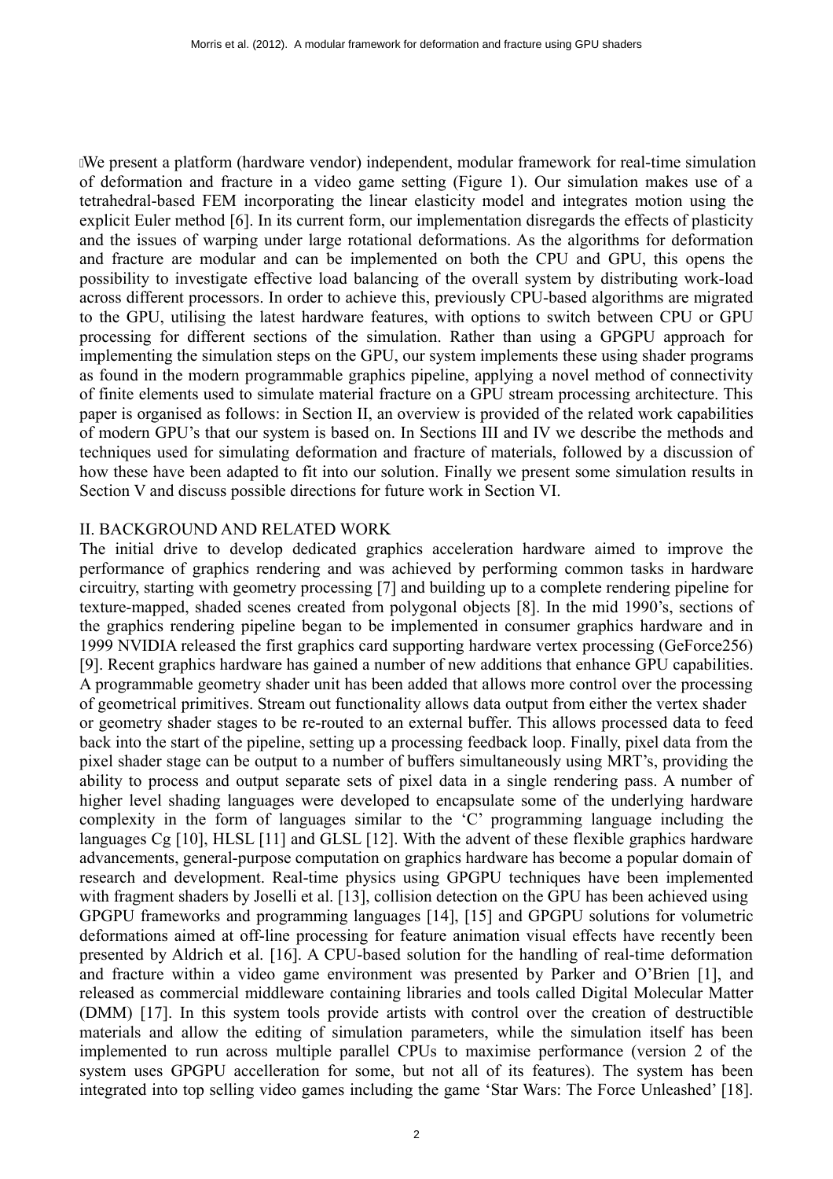We present a platform (hardware vendor) independent, modular framework for real-time simulation of deformation and fracture in a video game setting (Figure 1). Our simulation makes use of a tetrahedral-based FEM incorporating the linear elasticity model and integrates motion using the explicit Euler method [6]. In its current form, our implementation disregards the effects of plasticity and the issues of warping under large rotational deformations. As the algorithms for deformation and fracture are modular and can be implemented on both the CPU and GPU, this opens the possibility to investigate effective load balancing of the overall system by distributing work-load across different processors. In order to achieve this, previously CPU-based algorithms are migrated to the GPU, utilising the latest hardware features, with options to switch between CPU or GPU processing for different sections of the simulation. Rather than using a GPGPU approach for implementing the simulation steps on the GPU, our system implements these using shader programs as found in the modern programmable graphics pipeline, applying a novel method of connectivity of finite elements used to simulate material fracture on a GPU stream processing architecture. This paper is organised as follows: in Section II, an overview is provided of the related work capabilities of modern GPU's that our system is based on. In Sections III and IV we describe the methods and techniques used for simulating deformation and fracture of materials, followed by a discussion of how these have been adapted to fit into our solution. Finally we present some simulation results in Section V and discuss possible directions for future work in Section VI.

## II. BACKGROUND AND RELATED WORK

The initial drive to develop dedicated graphics acceleration hardware aimed to improve the performance of graphics rendering and was achieved by performing common tasks in hardware circuitry, starting with geometry processing [7] and building up to a complete rendering pipeline for texture-mapped, shaded scenes created from polygonal objects [8]. In the mid 1990's, sections of the graphics rendering pipeline began to be implemented in consumer graphics hardware and in 1999 NVIDIA released the first graphics card supporting hardware vertex processing (GeForce256) [9]. Recent graphics hardware has gained a number of new additions that enhance GPU capabilities. A programmable geometry shader unit has been added that allows more control over the processing of geometrical primitives. Stream out functionality allows data output from either the vertex shader or geometry shader stages to be re-routed to an external buffer. This allows processed data to feed back into the start of the pipeline, setting up a processing feedback loop. Finally, pixel data from the pixel shader stage can be output to a number of buffers simultaneously using MRT's, providing the ability to process and output separate sets of pixel data in a single rendering pass. A number of higher level shading languages were developed to encapsulate some of the underlying hardware complexity in the form of languages similar to the 'C' programming language including the languages Cg [10], HLSL [11] and GLSL [12]. With the advent of these flexible graphics hardware advancements, general-purpose computation on graphics hardware has become a popular domain of research and development. Real-time physics using GPGPU techniques have been implemented with fragment shaders by Joselli et al. [13], collision detection on the GPU has been achieved using GPGPU frameworks and programming languages [14], [15] and GPGPU solutions for volumetric deformations aimed at off-line processing for feature animation visual effects have recently been presented by Aldrich et al. [16]. A CPU-based solution for the handling of real-time deformation and fracture within a video game environment was presented by Parker and O'Brien [1], and released as commercial middleware containing libraries and tools called Digital Molecular Matter (DMM) [17]. In this system tools provide artists with control over the creation of destructible materials and allow the editing of simulation parameters, while the simulation itself has been implemented to run across multiple parallel CPUs to maximise performance (version 2 of the system uses GPGPU accelleration for some, but not all of its features). The system has been integrated into top selling video games including the game 'Star Wars: The Force Unleashed' [18].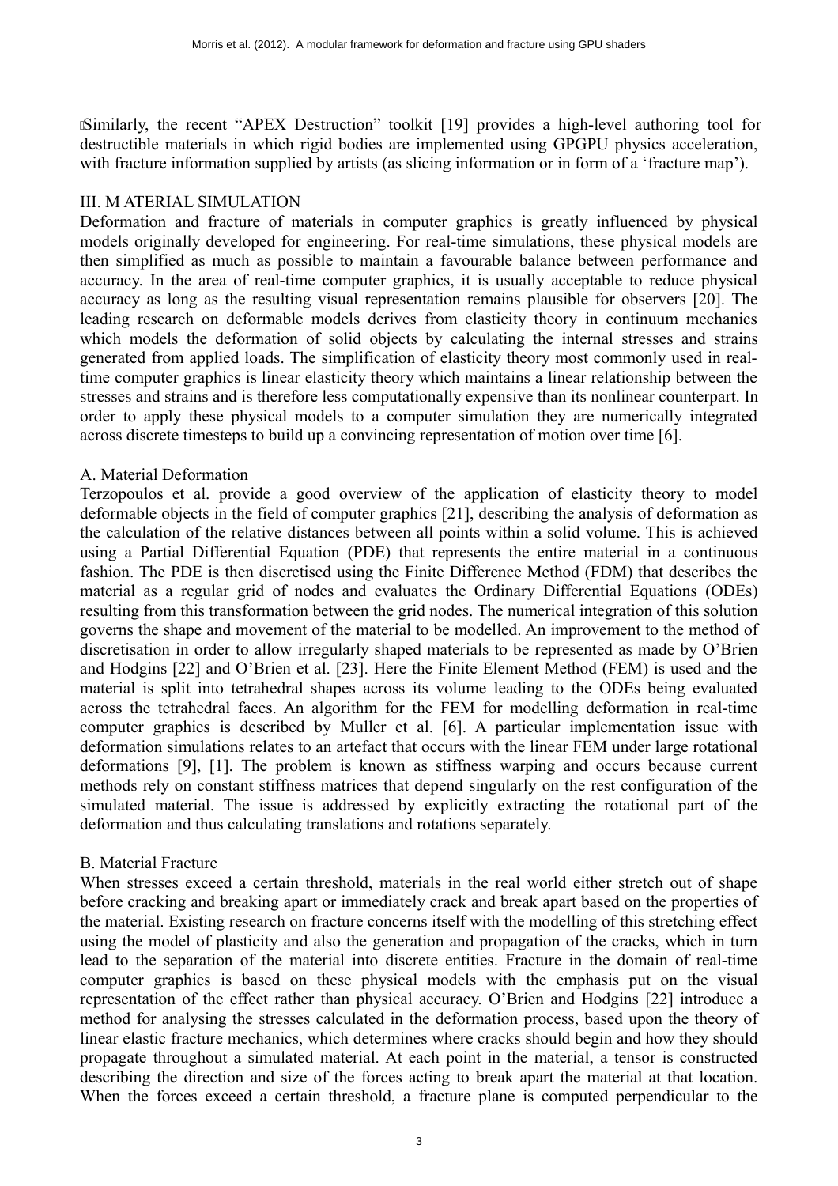Similarly, the recent "APEX Destruction" toolkit [19] provides a high-level authoring tool for destructible materials in which rigid bodies are implemented using GPGPU physics acceleration, with fracture information supplied by artists (as slicing information or in form of a 'fracture map').

## III. M ATERIAL SIMULATION

Deformation and fracture of materials in computer graphics is greatly influenced by physical models originally developed for engineering. For real-time simulations, these physical models are then simplified as much as possible to maintain a favourable balance between performance and accuracy. In the area of real-time computer graphics, it is usually acceptable to reduce physical accuracy as long as the resulting visual representation remains plausible for observers [20]. The leading research on deformable models derives from elasticity theory in continuum mechanics which models the deformation of solid objects by calculating the internal stresses and strains generated from applied loads. The simplification of elasticity theory most commonly used in real-time computer graphics is linear elasticity theory which maintains a linear relationship between the stresses and strains and is therefore less computationally expensive than its nonlinear counterpart. In order to apply these physical models to a computer simulation they are numerically integrated across discrete timesteps to build up a convincing representation of motion over time [6].

### A. Material Deformation

Terzopoulos et al. provide a good overview of the application of elasticity theory to model deformable objects in the field of computer graphics [21], describing the analysis of deformation as the calculation of the relative distances between all points within a solid volume. This is achieved using a Partial Differential Equation (PDE) that represents the entire material in a continuous fashion. The PDE is then discretised using the Finite Difference Method (FDM) that describes the material as a regular grid of nodes and evaluates the Ordinary Differential Equations (ODEs) resulting from this transformation between the grid nodes. The numerical integration of this solution governs the shape and movement of the material to be modelled. An improvement to the method of discretisation in order to allow irregularly shaped materials to be represented as made by O'Brien and Hodgins [22] and O'Brien et al. [23]. Here the Finite Element Method (FEM) is used and the material is split into tetrahedral shapes across its volume leading to the ODEs being evaluated across the tetrahedral faces. An algorithm for the FEM for modelling deformation in real-time computer graphics is described by Muller et al. [6]. A particular implementation issue with deformation simulations relates to an artefact that occurs with the linear FEM under large rotational deformations [9], [1]. The problem is known as stiffness warping and occurs because current methods rely on constant stiffness matrices that depend singularly on the rest configuration of the simulated material. The issue is addressed by explicitly extracting the rotational part of the deformation and thus calculating translations and rotations separately.

### B. Material Fracture

When stresses exceed a certain threshold, materials in the real world either stretch out of shape before cracking and breaking apart or immediately crack and break apart based on the properties of the material. Existing research on fracture concerns itself with the modelling of this stretching effect using the model of plasticity and also the generation and propagation of the cracks, which in turn lead to the separation of the material into discrete entities. Fracture in the domain of real-time computer graphics is based on these physical models with the emphasis put on the visual representation of the effect rather than physical accuracy. O'Brien and Hodgins [22] introduce a method for analysing the stresses calculated in the deformation process, based upon the theory of linear elastic fracture mechanics, which determines where cracks should begin and how they should propagate throughout a simulated material. At each point in the material, a tensor is constructed describing the direction and size of the forces acting to break apart the material at that location. When the forces exceed a certain threshold, a fracture plane is computed perpendicular to the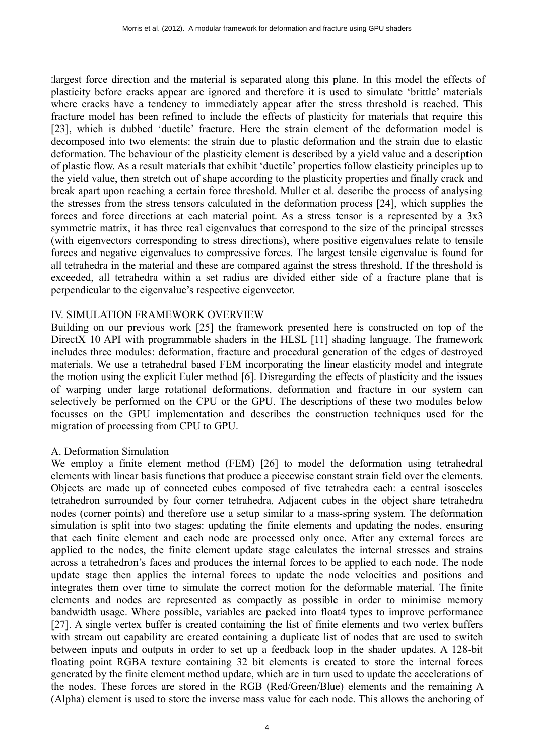largest force direction and the material is separated along this plane. In this model the effects of plasticity before cracks appear are ignored and therefore it is used to simulate 'brittle' materials where cracks have a tendency to immediately appear after the stress threshold is reached. This fracture model has been refined to include the effects of plasticity for materials that require this [23], which is dubbed 'ductile' fracture. Here the strain element of the deformation model is decomposed into two elements: the strain due to plastic deformation and the strain due to elastic deformation. The behaviour of the plasticity element is described by a yield value and a description of plastic flow. As a result materials that exhibit 'ductile' properties follow elasticity principles up to the yield value, then stretch out of shape according to the plasticity properties and finally crack and break apart upon reaching a certain force threshold. Muller et al. describe the process of analysing the stresses from the stress tensors calculated in the deformation process [24], which supplies the forces and force directions at each material point. As a stress tensor is a represented by a 3x3 symmetric matrix, it has three real eigenvalues that correspond to the size of the principal stresses (with eigenvectors corresponding to stress directions), where positive eigenvalues relate to tensile forces and negative eigenvalues to compressive forces. The largest tensile eigenvalue is found for all tetrahedra in the material and these are compared against the stress threshold. If the threshold is exceeded, all tetrahedra within a set radius are divided either side of a fracture plane that is perpendicular to the eigenvalue's respective eigenvector.

## IV. SIMULATION FRAMEWORK OVERVIEW

Building on our previous work [25] the framework presented here is constructed on top of the DirectX 10 API with programmable shaders in the HLSL [11] shading language. The framework includes three modules: deformation, fracture and procedural generation of the edges of destroyed materials. We use a tetrahedral based FEM incorporating the linear elasticity model and integrate the motion using the explicit Euler method [6]. Disregarding the effects of plasticity and the issues of warping under large rotational deformations, deformation and fracture in our system can selectively be performed on the CPU or the GPU. The descriptions of these two modules below focusses on the GPU implementation and describes the construction techniques used for the migration of processing from CPU to GPU.

### A. Deformation Simulation

We employ a finite element method (FEM) [26] to model the deformation using tetrahedral elements with linear basis functions that produce a piecewise constant strain field over the elements. Objects are made up of connected cubes composed of five tetrahedra each: a central isosceles tetrahedron surrounded by four corner tetrahedra. Adjacent cubes in the object share tetrahedra nodes (corner points) and therefore use a setup similar to a mass-spring system. The deformation simulation is split into two stages: updating the finite elements and updating the nodes, ensuring that each finite element and each node are processed only once. After any external forces are applied to the nodes, the finite element update stage calculates the internal stresses and strains across a tetrahedron's faces and produces the internal forces to be applied to each node. The node update stage then applies the internal forces to update the node velocities and positions and integrates them over time to simulate the correct motion for the deformable material. The finite elements and nodes are represented as compactly as possible in order to minimise memory bandwidth usage. Where possible, variables are packed into float4 types to improve performance [27]. A single vertex buffer is created containing the list of finite elements and two vertex buffers with stream out capability are created containing a duplicate list of nodes that are used to switch between inputs and outputs in order to set up a feedback loop in the shader updates. A 128-bit floating point RGBA texture containing 32 bit elements is created to store the internal forces generated by the finite element method update, which are in turn used to update the accelerations of the nodes. These forces are stored in the RGB (Red/Green/Blue) elements and the remaining A (Alpha) element is used to store the inverse mass value for each node. This allows the anchoring of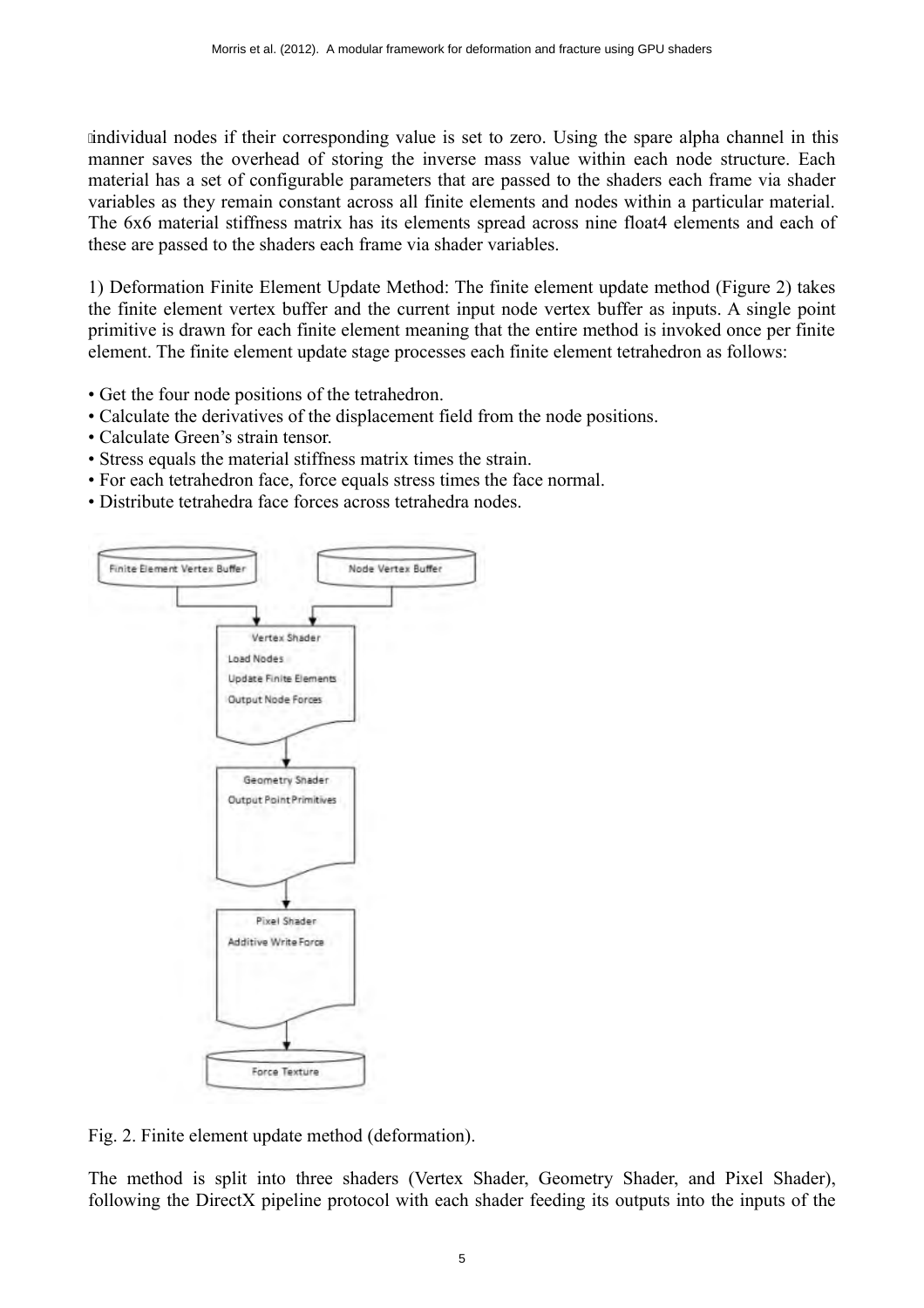individual nodes if their corresponding value is set to zero. Using the spare alpha channel in this manner saves the overhead of storing the inverse mass value within each node structure. Each material has a set of configurable parameters that are passed to the shaders each frame via shader variables as they remain constant across all finite elements and nodes within a particular material. The 6x6 material stiffness matrix has its elements spread across nine float4 elements and each of these are passed to the shaders each frame via shader variables.

1) Deformation Finite Element Update Method: The finite element update method (Figure 2) takes the finite element vertex buffer and the current input node vertex buffer as inputs. A single point primitive is drawn for each finite element meaning that the entire method is invoked once per finite element. The finite element update stage processes each finite element tetrahedron as follows:

- Get the four node positions of the tetrahedron.
- Calculate the derivatives of the displacement field from the node positions.
- Calculate Green's strain tensor.
- Stress equals the material stiffness matrix times the strain.
- For each tetrahedron face, force equals stress times the face normal.
- Distribute tetrahedra face forces across tetrahedra nodes.

Finite Element Vertex Buffer → Vertex Shader (Load Nodes, Update Finite Elements, Output Node Forces) ← Node Vertex Buffer

Vertex Shader → Geometry Shader (Output Point Primitives) → Pixel Shader (Additive Write Force) → Force Texture

Fig. 2. Finite element update method (deformation).

The method is split into three shaders (Vertex Shader, Geometry Shader, and Pixel Shader), following the DirectX pipeline protocol with each shader feeding its outputs into the inputs of the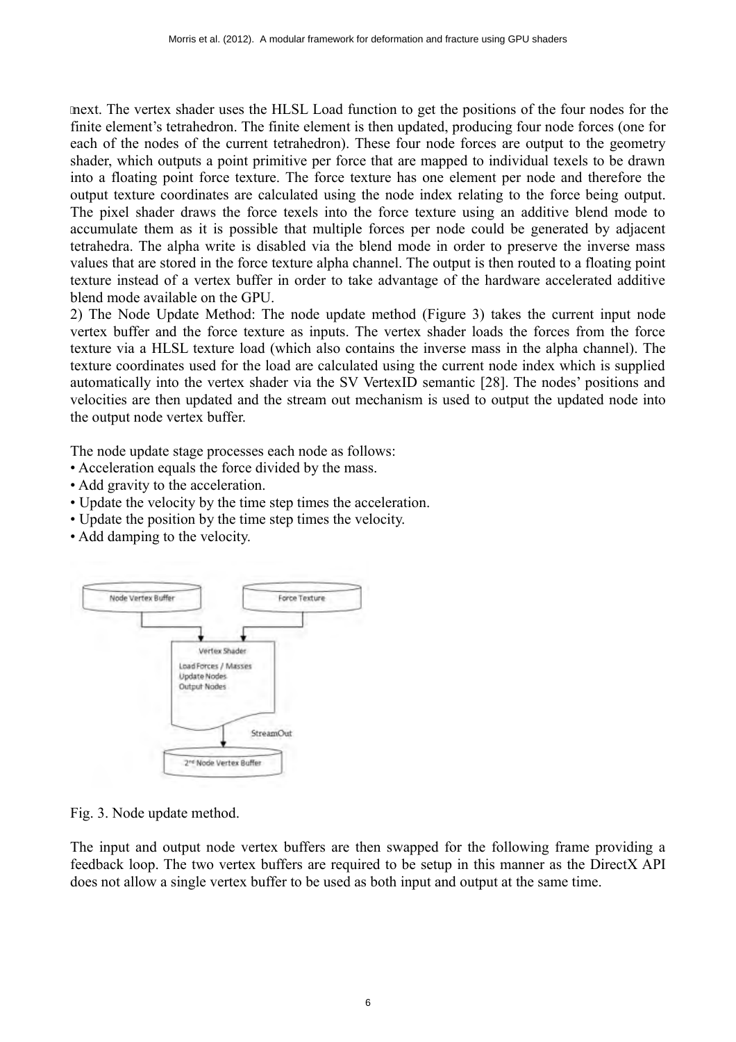next. The vertex shader uses the HLSL Load function to get the positions of the four nodes for the finite element's tetrahedron. The finite element is then updated, producing four node forces (one for each of the nodes of the current tetrahedron). These four node forces are output to the geometry shader, which outputs a point primitive per force that are mapped to individual texels to be drawn into a floating point force texture. The force texture has one element per node and therefore the output texture coordinates are calculated using the node index relating to the force being output. The pixel shader draws the force texels into the force texture using an additive blend mode to accumulate them as it is possible that multiple forces per node could be generated by adjacent tetrahedra. The alpha write is disabled via the blend mode in order to preserve the inverse mass values that are stored in the force texture alpha channel. The output is then routed to a floating point texture instead of a vertex buffer in order to take advantage of the hardware accelerated additive blend mode available on the GPU.

2) The Node Update Method: The node update method (Figure 3) takes the current input node vertex buffer and the force texture as inputs. The vertex shader loads the forces from the force texture via a HLSL texture load (which also contains the inverse mass in the alpha channel). The texture coordinates used for the load are calculated using the current node index which is supplied automatically into the vertex shader via the SV VertexID semantic [28]. The nodes' positions and velocities are then updated and the stream out mechanism is used to output the updated node into the output node vertex buffer.

The node update stage processes each node as follows:

- Acceleration equals the force divided by the mass.
- Add gravity to the acceleration.
- Update the velocity by the time step times the acceleration.
- Update the position by the time step times the velocity.
- Add damping to the velocity.

Fig. 3. Node update method.

The input and output node vertex buffers are then swapped for the following frame providing a feedback loop. The two vertex buffers are required to be setup in this manner as the DirectX API does not allow a single vertex buffer to be used as both input and output at the same time.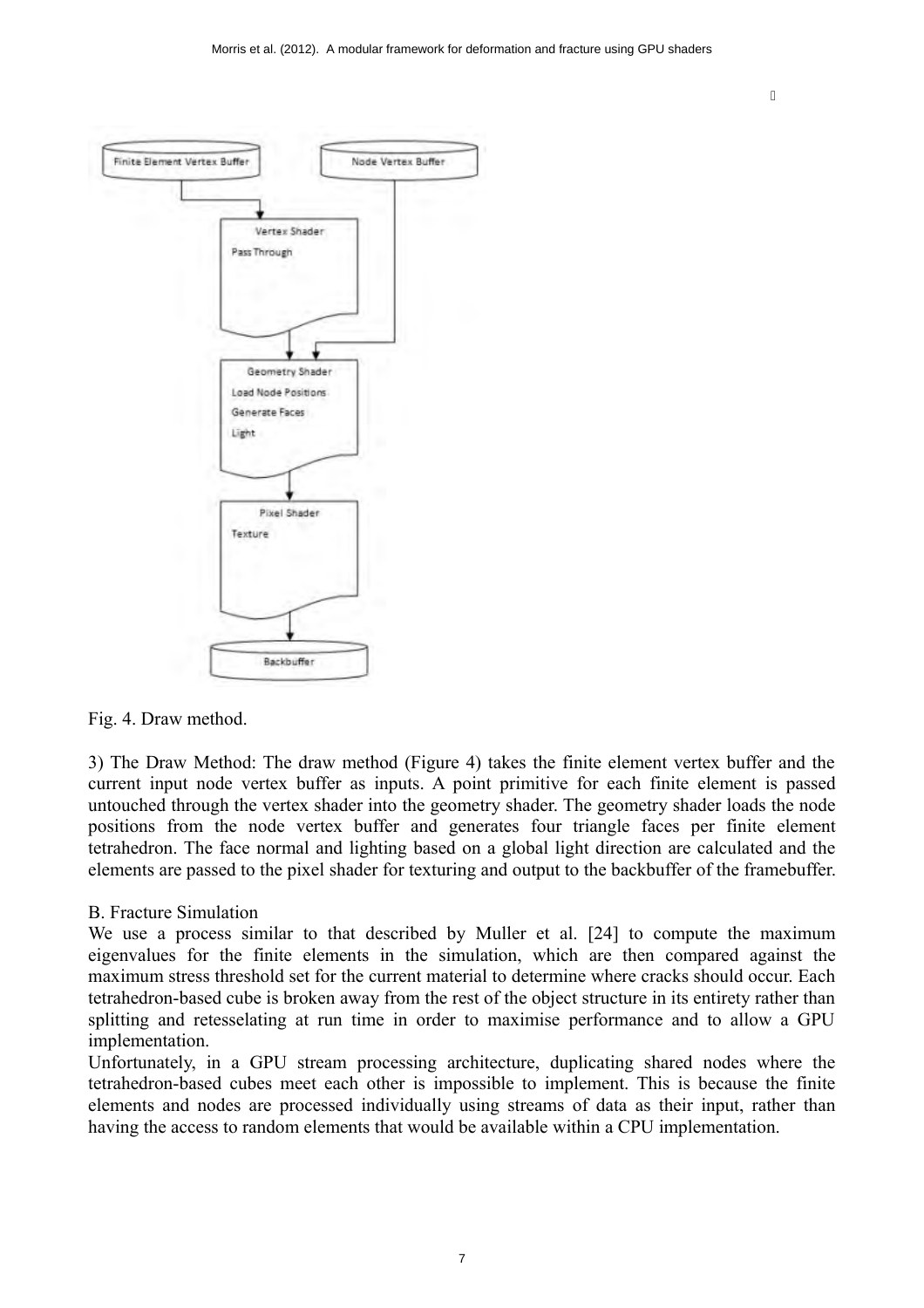Fig. 4. Draw method.

3) The Draw Method: The draw method (Figure 4) takes the finite element vertex buffer and the current input node vertex buffer as inputs. A point primitive for each finite element is passed untouched through the vertex shader into the geometry shader. The geometry shader loads the node positions from the node vertex buffer and generates four triangle faces per finite element tetrahedron. The face normal and lighting based on a global light direction are calculated and the elements are passed to the pixel shader for texturing and output to the backbuffer of the framebuffer.

### B. Fracture Simulation

We use a process similar to that described by Muller et al. [24] to compute the maximum eigenvalues for the finite elements in the simulation, which are then compared against the maximum stress threshold set for the current material to determine where cracks should occur. Each tetrahedron-based cube is broken away from the rest of the object structure in its entirety rather than splitting and retesselating at run time in order to maximise performance and to allow a GPU implementation.

Unfortunately, in a GPU stream processing architecture, duplicating shared nodes where the tetrahedron-based cubes meet each other is impossible to implement. This is because the finite elements and nodes are processed individually using streams of data as their input, rather than having the access to random elements that would be available within a CPU implementation.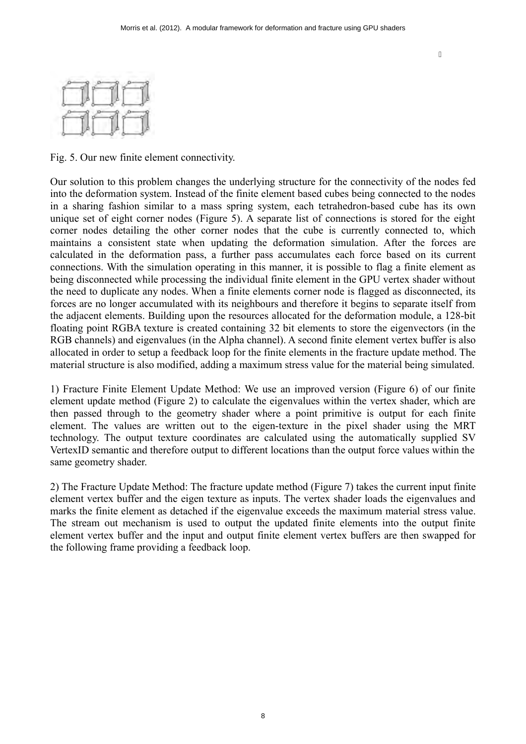Fig. 5. Our new finite element connectivity.

Our solution to this problem changes the underlying structure for the connectivity of the nodes fed into the deformation system. Instead of the finite element based cubes being connected to the nodes in a sharing fashion similar to a mass spring system, each tetrahedron-based cube has its own unique set of eight corner nodes (Figure 5). A separate list of connections is stored for the eight corner nodes detailing the other corner nodes that the cube is currently connected to, which maintains a consistent state when updating the deformation simulation. After the forces are calculated in the deformation pass, a further pass accumulates each force based on its current connections. With the simulation operating in this manner, it is possible to flag a finite element as being disconnected while processing the individual finite element in the GPU vertex shader without the need to duplicate any nodes. When a finite elements corner node is flagged as disconnected, its forces are no longer accumulated with its neighbours and therefore it begins to separate itself from the adjacent elements. Building upon the resources allocated for the deformation module, a 128-bit floating point RGBA texture is created containing 32 bit elements to store the eigenvectors (in the RGB channels) and eigenvalues (in the Alpha channel). A second finite element vertex buffer is also allocated in order to setup a feedback loop for the finite elements in the fracture update method. The material structure is also modified, adding a maximum stress value for the material being simulated.

1) Fracture Finite Element Update Method: We use an improved version (Figure 6) of our finite element update method (Figure 2) to calculate the eigenvalues within the vertex shader, which are then passed through to the geometry shader where a point primitive is output for each finite element. The values are written out to the eigen-texture in the pixel shader using the MRT technology. The output texture coordinates are calculated using the automatically supplied SV VertexID semantic and therefore output to different locations than the output force values within the same geometry shader.

2) The Fracture Update Method: The fracture update method (Figure 7) takes the current input finite element vertex buffer and the eigen texture as inputs. The vertex shader loads the eigenvalues and marks the finite element as detached if the eigenvalue exceeds the maximum material stress value. The stream out mechanism is used to output the updated finite elements into the output finite element vertex buffer and the input and output finite element vertex buffers are then swapped for the following frame providing a feedback loop.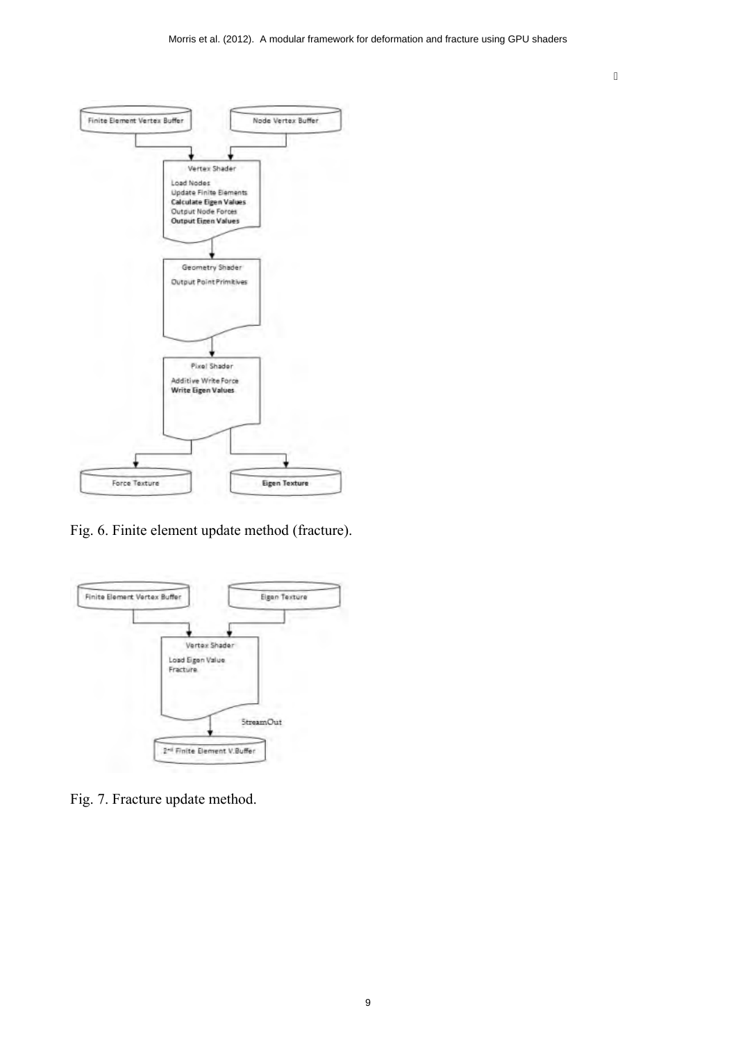Fig. 6. Finite element update method (fracture).

Fig. 7. Fracture update method.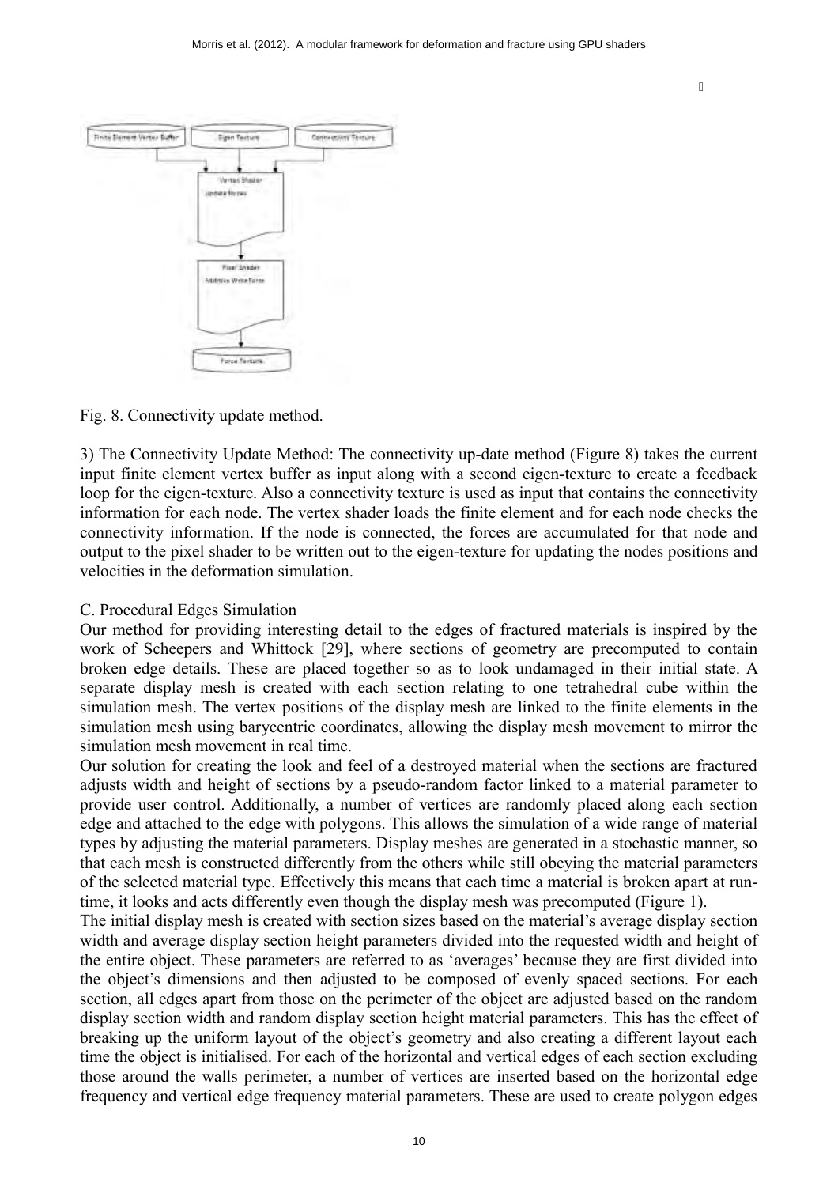Fig. 8. Connectivity update method.

3) The Connectivity Update Method: The connectivity up-date method (Figure 8) takes the current input finite element vertex buffer as input along with a second eigen-texture to create a feedback loop for the eigen-texture. Also a connectivity texture is used as input that contains the connectivity information for each node. The vertex shader loads the finite element and for each node checks the connectivity information. If the node is connected, the forces are accumulated for that node and output to the pixel shader to be written out to the eigen-texture for updating the nodes positions and velocities in the deformation simulation.

C. Procedural Edges Simulation

Our method for providing interesting detail to the edges of fractured materials is inspired by the work of Scheepers and Whittock [29], where sections of geometry are precomputed to contain broken edge details. These are placed together so as to look undamaged in their initial state. A separate display mesh is created with each section relating to one tetrahedral cube within the simulation mesh. The vertex positions of the display mesh are linked to the finite elements in the simulation mesh using barycentric coordinates, allowing the display mesh movement to mirror the simulation mesh movement in real time.

Our solution for creating the look and feel of a destroyed material when the sections are fractured adjusts width and height of sections by a pseudo-random factor linked to a material parameter to provide user control. Additionally, a number of vertices are randomly placed along each section edge and attached to the edge with polygons. This allows the simulation of a wide range of material types by adjusting the material parameters. Display meshes are generated in a stochastic manner, so that each mesh is constructed differently from the others while still obeying the material parameters of the selected material type. Effectively this means that each time a material is broken apart at run-time, it looks and acts differently even though the display mesh was precomputed (Figure 1).

The initial display mesh is created with section sizes based on the material's average display section width and average display section height parameters divided into the requested width and height of the entire object. These parameters are referred to as 'averages' because they are first divided into the object's dimensions and then adjusted to be composed of evenly spaced sections. For each section, all edges apart from those on the perimeter of the object are adjusted based on the random display section width and random display section height material parameters. This has the effect of breaking up the uniform layout of the object's geometry and also creating a different layout each time the object is initialised. For each of the horizontal and vertical edges of each section excluding those around the walls perimeter, a number of vertices are inserted based on the horizontal edge frequency and vertical edge frequency material parameters. These are used to create polygon edges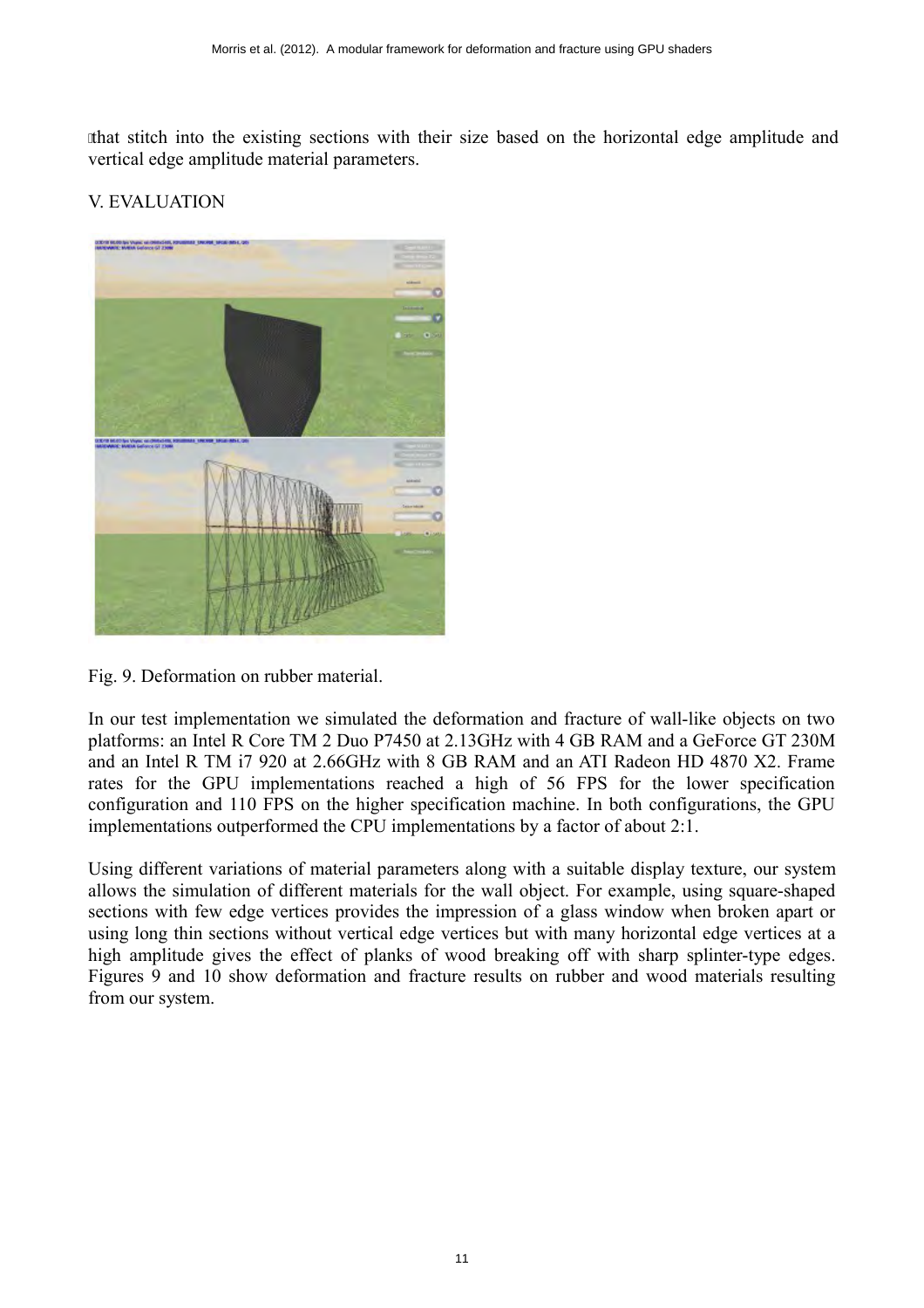that stitch into the existing sections with their size based on the horizontal edge amplitude and vertical edge amplitude material parameters.

## V. EVALUATION

Fig. 9. Deformation on rubber material.

In our test implementation we simulated the deformation and fracture of wall-like objects on two platforms: an Intel R Core TM 2 Duo P7450 at 2.13GHz with 4 GB RAM and a GeForce GT 230M and an Intel R TM i7 920 at 2.66GHz with 8 GB RAM and an ATI Radeon HD 4870 X2. Frame rates for the GPU implementations reached a high of 56 FPS for the lower specification configuration and 110 FPS on the higher specification machine. In both configurations, the GPU implementations outperformed the CPU implementations by a factor of about 2:1.

Using different variations of material parameters along with a suitable display texture, our system allows the simulation of different materials for the wall object. For example, using square-shaped sections with few edge vertices provides the impression of a glass window when broken apart or using long thin sections without vertical edge vertices but with many horizontal edge vertices at a high amplitude gives the effect of planks of wood breaking off with sharp splinter-type edges. Figures 9 and 10 show deformation and fracture results on rubber and wood materials resulting from our system.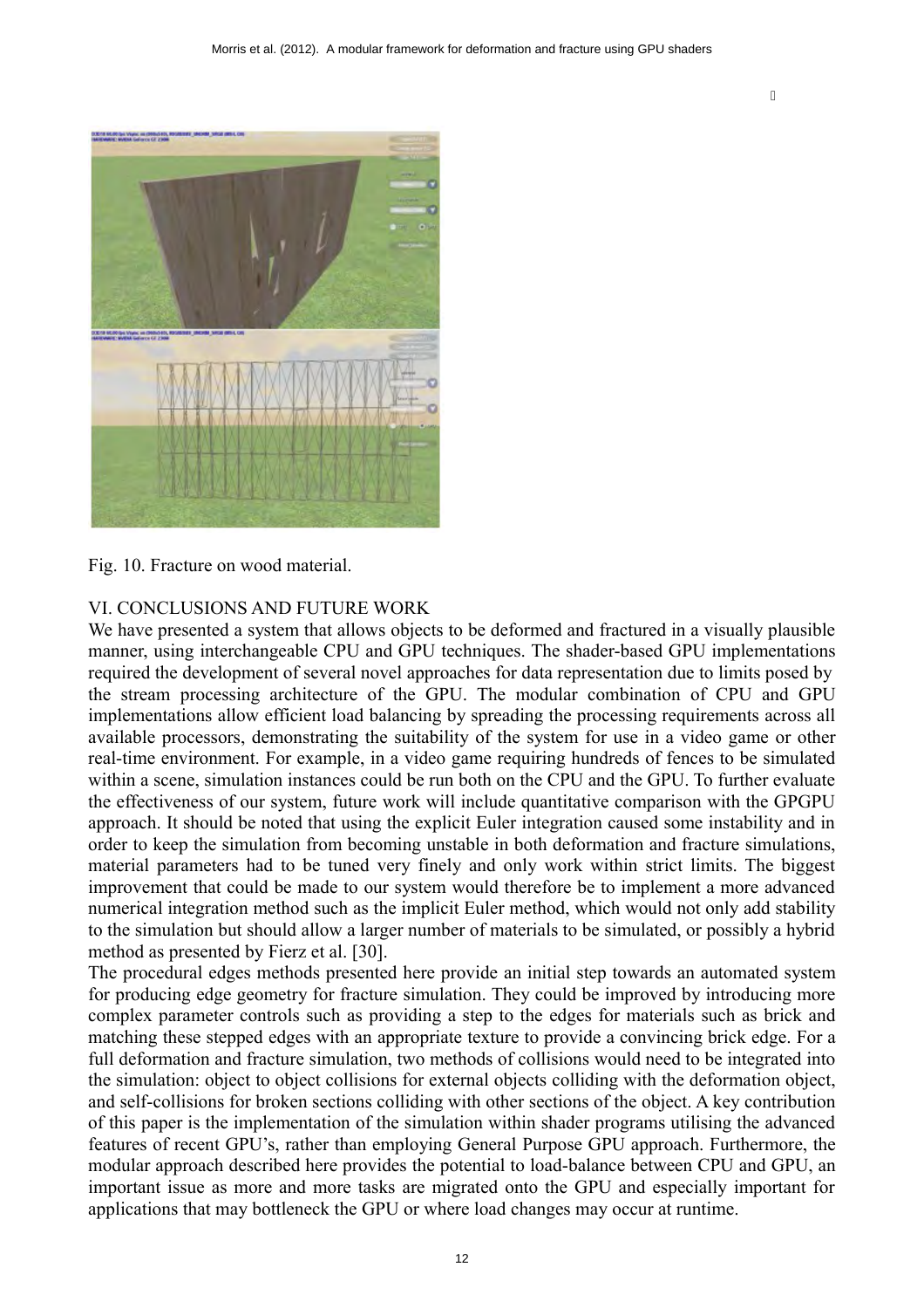Fig. 10. Fracture on wood material.

## VI. CONCLUSIONS AND FUTURE WORK

We have presented a system that allows objects to be deformed and fractured in a visually plausible manner, using interchangeable CPU and GPU techniques. The shader-based GPU implementations required the development of several novel approaches for data representation due to limits posed by the stream processing architecture of the GPU. The modular combination of CPU and GPU implementations allow efficient load balancing by spreading the processing requirements across all available processors, demonstrating the suitability of the system for use in a video game or other real-time environment. For example, in a video game requiring hundreds of fences to be simulated within a scene, simulation instances could be run both on the CPU and the GPU. To further evaluate the effectiveness of our system, future work will include quantitative comparison with the GPGPU approach. It should be noted that using the explicit Euler integration caused some instability and in order to keep the simulation from becoming unstable in both deformation and fracture simulations, material parameters had to be tuned very finely and only work within strict limits. The biggest improvement that could be made to our system would therefore be to implement a more advanced numerical integration method such as the implicit Euler method, which would not only add stability to the simulation but should allow a larger number of materials to be simulated, or possibly a hybrid method as presented by Fierz et al. [30].

The procedural edges methods presented here provide an initial step towards an automated system for producing edge geometry for fracture simulation. They could be improved by introducing more complex parameter controls such as providing a step to the edges for materials such as brick and matching these stepped edges with an appropriate texture to provide a convincing brick edge. For a full deformation and fracture simulation, two methods of collisions would need to be integrated into the simulation: object to object collisions for external objects colliding with the deformation object, and self-collisions for broken sections colliding with other sections of the object. A key contribution of this paper is the implementation of the simulation within shader programs utilising the advanced features of recent GPU's, rather than employing General Purpose GPU approach. Furthermore, the modular approach described here provides the potential to load-balance between CPU and GPU, an important issue as more and more tasks are migrated onto the GPU and especially important for applications that may bottleneck the GPU or where load changes may occur at runtime.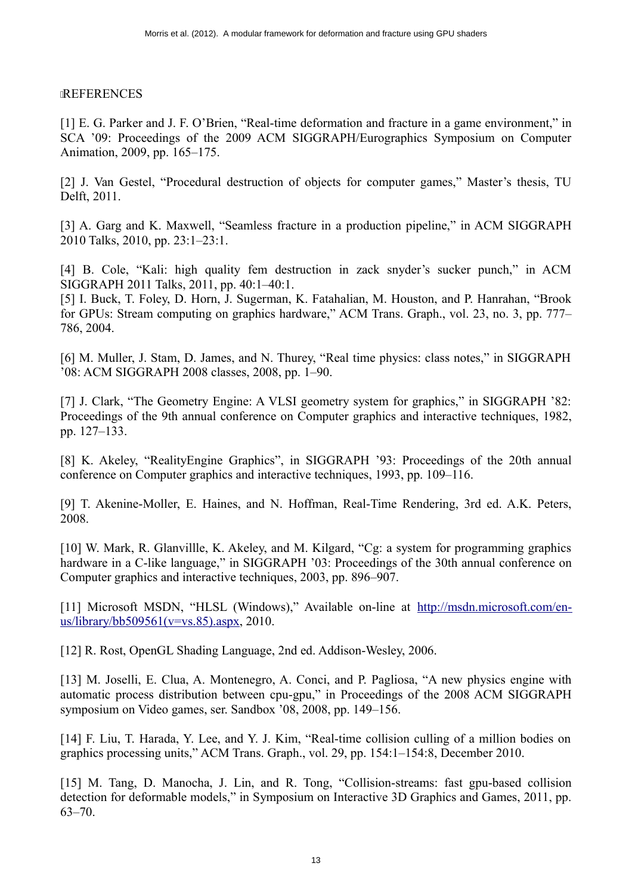## REFERENCES

[1] E. G. Parker and J. F. O'Brien, "Real-time deformation and fracture in a game environment," in SCA '09: Proceedings of the 2009 ACM SIGGRAPH/Eurographics Symposium on Computer Animation, 2009, pp. 165–175.

[2] J. Van Gestel, "Procedural destruction of objects for computer games," Master's thesis, TU Delft, 2011.

[3] A. Garg and K. Maxwell, "Seamless fracture in a production pipeline," in ACM SIGGRAPH 2010 Talks, 2010, pp. 23:1–23:1.

[4] B. Cole, "Kali: high quality fem destruction in zack snyder's sucker punch," in ACM SIGGRAPH 2011 Talks, 2011, pp. 40:1–40:1.

[5] I. Buck, T. Foley, D. Horn, J. Sugerman, K. Fatahalian, M. Houston, and P. Hanrahan, "Brook for GPUs: Stream computing on graphics hardware," ACM Trans. Graph., vol. 23, no. 3, pp. 777–786, 2004.

[6] M. Muller, J. Stam, D. James, and N. Thurey, "Real time physics: class notes," in SIGGRAPH '08: ACM SIGGRAPH 2008 classes, 2008, pp. 1–90.

[7] J. Clark, "The Geometry Engine: A VLSI geometry system for graphics," in SIGGRAPH '82: Proceedings of the 9th annual conference on Computer graphics and interactive techniques, 1982, pp. 127–133.

[8] K. Akeley, "RealityEngine Graphics", in SIGGRAPH '93: Proceedings of the 20th annual conference on Computer graphics and interactive techniques, 1993, pp. 109–116.

[9] T. Akenine-Moller, E. Haines, and N. Hoffman, Real-Time Rendering, 3rd ed. A.K. Peters, 2008.

[10] W. Mark, R. Glanvillle, K. Akeley, and M. Kilgard, "Cg: a system for programming graphics hardware in a C-like language," in SIGGRAPH '03: Proceedings of the 30th annual conference on Computer graphics and interactive techniques, 2003, pp. 896–907.

[11] Microsoft MSDN, "HLSL (Windows)," Available on-line at http://msdn.microsoft.com/en-us/library/bb509561(v=vs.85).aspx, 2010.

[12] R. Rost, OpenGL Shading Language, 2nd ed. Addison-Wesley, 2006.

[13] M. Joselli, E. Clua, A. Montenegro, A. Conci, and P. Pagliosa, "A new physics engine with automatic process distribution between cpu-gpu," in Proceedings of the 2008 ACM SIGGRAPH symposium on Video games, ser. Sandbox '08, 2008, pp. 149–156.

[14] F. Liu, T. Harada, Y. Lee, and Y. J. Kim, "Real-time collision culling of a million bodies on graphics processing units," ACM Trans. Graph., vol. 29, pp. 154:1–154:8, December 2010.

[15] M. Tang, D. Manocha, J. Lin, and R. Tong, "Collision-streams: fast gpu-based collision detection for deformable models," in Symposium on Interactive 3D Graphics and Games, 2011, pp. 63–70.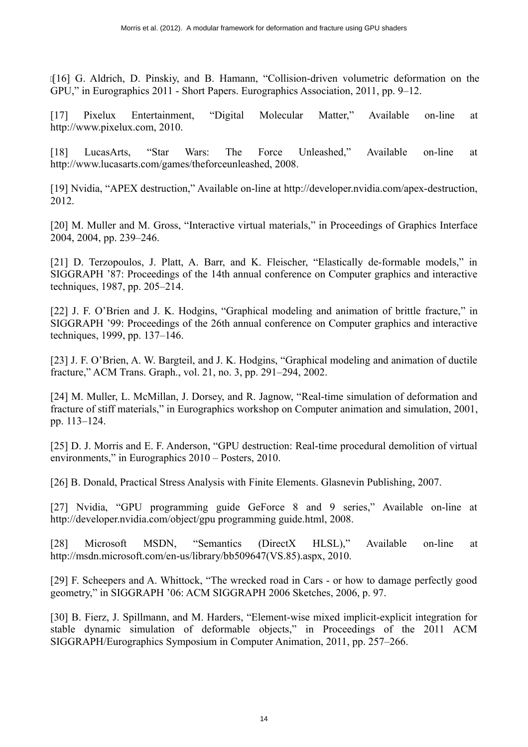[16] G. Aldrich, D. Pinskiy, and B. Hamann, "Collision-driven volumetric deformation on the GPU," in Eurographics 2011 - Short Papers. Eurographics Association, 2011, pp. 9–12.

[17] Pixelux Entertainment, "Digital Molecular Matter," Available on-line at http://www.pixelux.com, 2010.

[18] LucasArts, "Star Wars: The Force Unleashed," Available on-line at http://www.lucasarts.com/games/theforceunleashed, 2008.

[19] Nvidia, "APEX destruction," Available on-line at http://developer.nvidia.com/apex-destruction, 2012.

[20] M. Muller and M. Gross, "Interactive virtual materials," in Proceedings of Graphics Interface 2004, 2004, pp. 239–246.

[21] D. Terzopoulos, J. Platt, A. Barr, and K. Fleischer, "Elastically de-formable models," in SIGGRAPH '87: Proceedings of the 14th annual conference on Computer graphics and interactive techniques, 1987, pp. 205–214.

[22] J. F. O'Brien and J. K. Hodgins, "Graphical modeling and animation of brittle fracture," in SIGGRAPH '99: Proceedings of the 26th annual conference on Computer graphics and interactive techniques, 1999, pp. 137–146.

[23] J. F. O'Brien, A. W. Bargteil, and J. K. Hodgins, "Graphical modeling and animation of ductile fracture," ACM Trans. Graph., vol. 21, no. 3, pp. 291–294, 2002.

[24] M. Muller, L. McMillan, J. Dorsey, and R. Jagnow, "Real-time simulation of deformation and fracture of stiff materials," in Eurographics workshop on Computer animation and simulation, 2001, pp. 113–124.

[25] D. J. Morris and E. F. Anderson, "GPU destruction: Real-time procedural demolition of virtual environments," in Eurographics 2010 – Posters, 2010.

[26] B. Donald, Practical Stress Analysis with Finite Elements. Glasnevin Publishing, 2007.

[27] Nvidia, "GPU programming guide GeForce 8 and 9 series," Available on-line at http://developer.nvidia.com/object/gpu programming guide.html, 2008.

[28] Microsoft MSDN, "Semantics (DirectX HLSL)," Available on-line at http://msdn.microsoft.com/en-us/library/bb509647(VS.85).aspx, 2010.

[29] F. Scheepers and A. Whittock, "The wrecked road in Cars - or how to damage perfectly good geometry," in SIGGRAPH '06: ACM SIGGRAPH 2006 Sketches, 2006, p. 97.

[30] B. Fierz, J. Spillmann, and M. Harders, "Element-wise mixed implicit-explicit integration for stable dynamic simulation of deformable objects," in Proceedings of the 2011 ACM SIGGRAPH/Eurographics Symposium in Computer Animation, 2011, pp. 257–266.